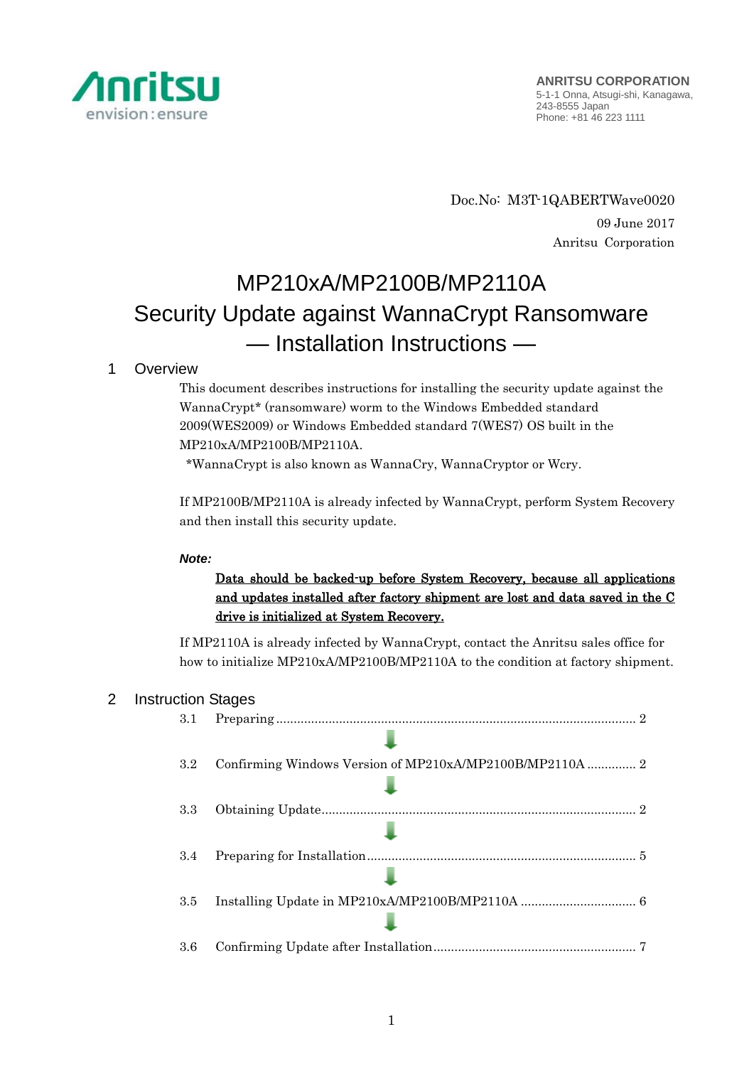Anritsu
envision : ensure

**ANRITSU CORPORATION**
5-1-1 Onna, Atsugi-shi, Kanagawa,
243-8555 Japan
Phone: +81 46 223 1111

Doc.No: M3T-1QABERTWave0020
09 June 2017
Anritsu Corporation

# MP210xA/MP2100B/MP2110A Security Update against WannaCrypt Ransomware — Installation Instructions —

## 1 Overview

This document describes instructions for installing the security update against the WannaCrypt* (ransomware) worm to the Windows Embedded standard 2009(WES2009) or Windows Embedded standard 7(WES7) OS built in the MP210xA/MP2100B/MP2110A.

*WannaCrypt is also known as WannaCry, WannaCryptor or Wcry.

If MP2100B/MP2110A is already infected by WannaCrypt, perform System Recovery and then install this security update.

***Note:***

<u>**Data should be backed-up before System Recovery, because all applications and updates installed after factory shipment are lost and data saved in the C drive is initialized at System Recovery.**</u>

If MP2110A is already infected by WannaCrypt, contact the Anritsu sales office for how to initialize MP210xA/MP2100B/MP2110A to the condition at factory shipment.

## 2 Instruction Stages

3.1 Preparing .......... 2

↓

3.2 Confirming Windows Version of MP210xA/MP2100B/MP2110A .......... 2

↓

3.3 Obtaining Update .......... 2

↓

3.4 Preparing for Installation .......... 5

↓

3.5 Installing Update in MP210xA/MP2100B/MP2110A .......... 6

↓

3.6 Confirming Update after Installation .......... 7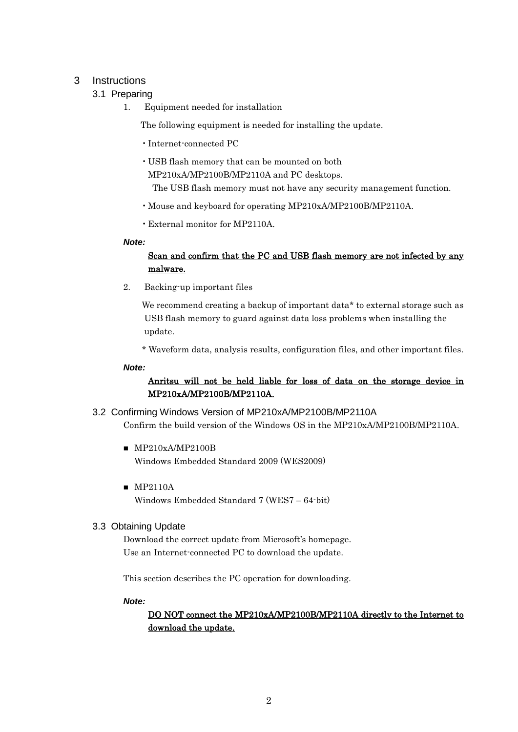# 3 Instructions

## 3.1 Preparing

1. Equipment needed for installation

   The following equipment is needed for installing the update.

   - Internet-connected PC
   - USB flash memory that can be mounted on both MP210xA/MP2100B/MP2110A and PC desktops.
     The USB flash memory must not have any security management function.
   - Mouse and keyboard for operating MP210xA/MP2100B/MP2110A.
   - External monitor for MP2110A.

***Note:***

**Scan and confirm that the PC and USB flash memory are not infected by any malware.**

2. Backing-up important files

   We recommend creating a backup of important data* to external storage such as USB flash memory to guard against data loss problems when installing the update.

   \* Waveform data, analysis results, configuration files, and other important files.

***Note:***

**Anritsu will not be held liable for loss of data on the storage device in MP210xA/MP2100B/MP2110A.**

## 3.2 Confirming Windows Version of MP210xA/MP2100B/MP2110A

Confirm the build version of the Windows OS in the MP210xA/MP2100B/MP2110A.

- MP210xA/MP2100B
  Windows Embedded Standard 2009 (WES2009)

- MP2110A
  Windows Embedded Standard 7 (WES7 – 64-bit)

## 3.3 Obtaining Update

Download the correct update from Microsoft's homepage.
Use an Internet-connected PC to download the update.

This section describes the PC operation for downloading.

***Note:***

**DO NOT connect the MP210xA/MP2100B/MP2110A directly to the Internet to download the update.**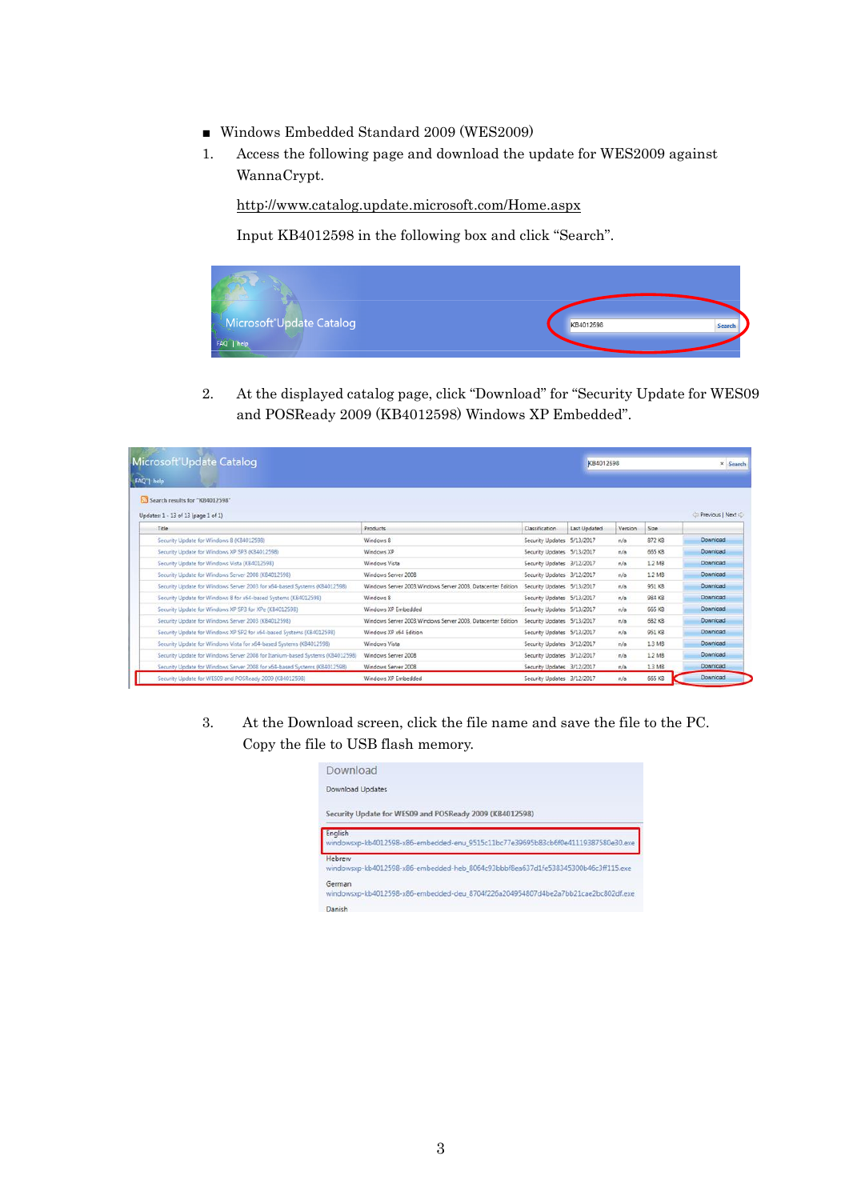- Windows Embedded Standard 2009 (WES2009)

1. Access the following page and download the update for WES2009 against WannaCrypt.

   http://www.catalog.update.microsoft.com/Home.aspx

   Input KB4012598 in the following box and click "Search".

2. At the displayed catalog page, click "Download" for "Security Update for WES09 and POSReady 2009 (KB4012598) Windows XP Embedded".

3. At the Download screen, click the file name and save the file to the PC. Copy the file to USB flash memory.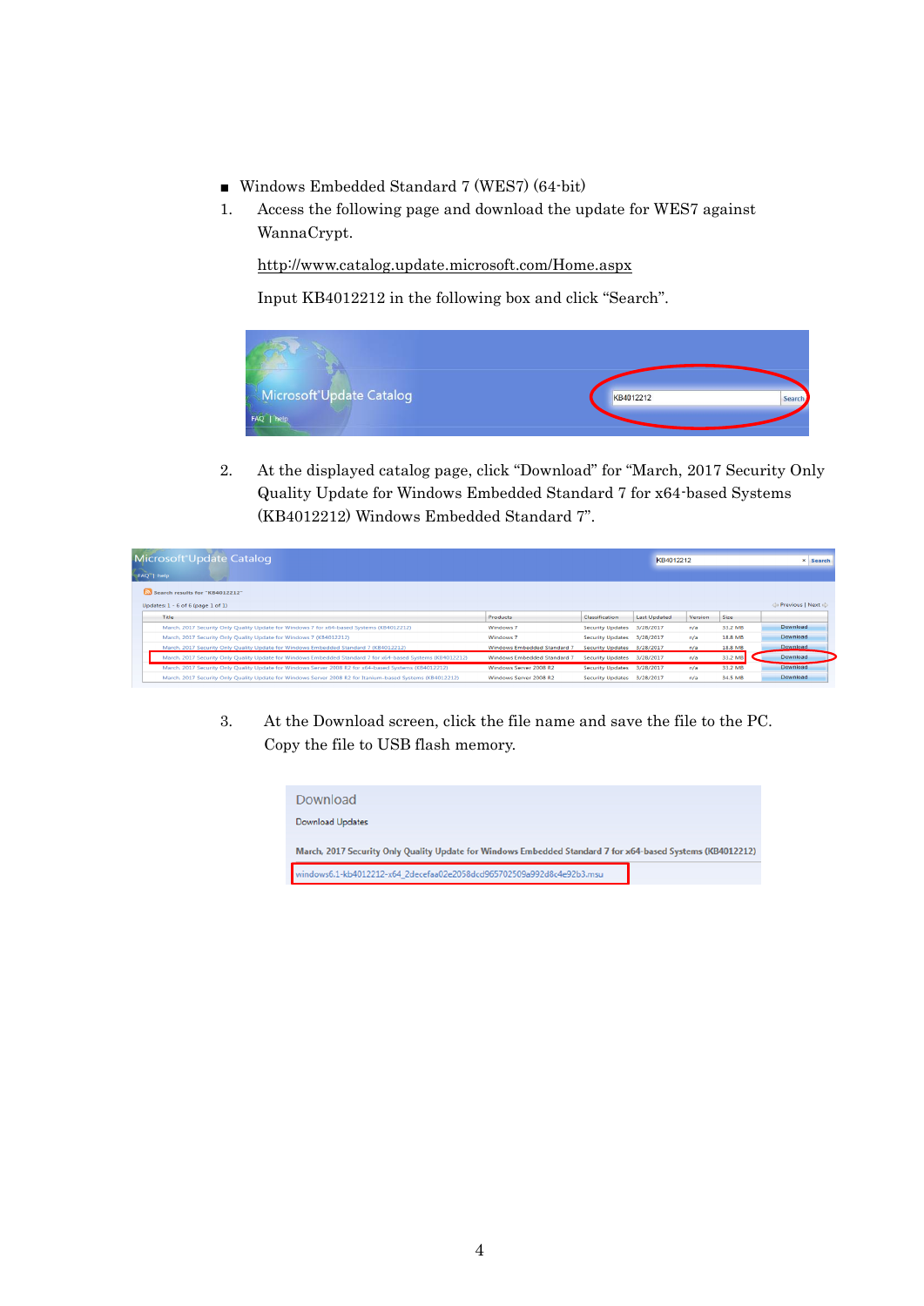- Windows Embedded Standard 7 (WES7) (64-bit)

1. Access the following page and download the update for WES7 against WannaCrypt.

   http://www.catalog.update.microsoft.com/Home.aspx

   Input KB4012212 in the following box and click "Search".

2. At the displayed catalog page, click "Download" for "March, 2017 Security Only Quality Update for Windows Embedded Standard 7 for x64-based Systems (KB4012212) Windows Embedded Standard 7".

3. At the Download screen, click the file name and save the file to the PC. Copy the file to USB flash memory.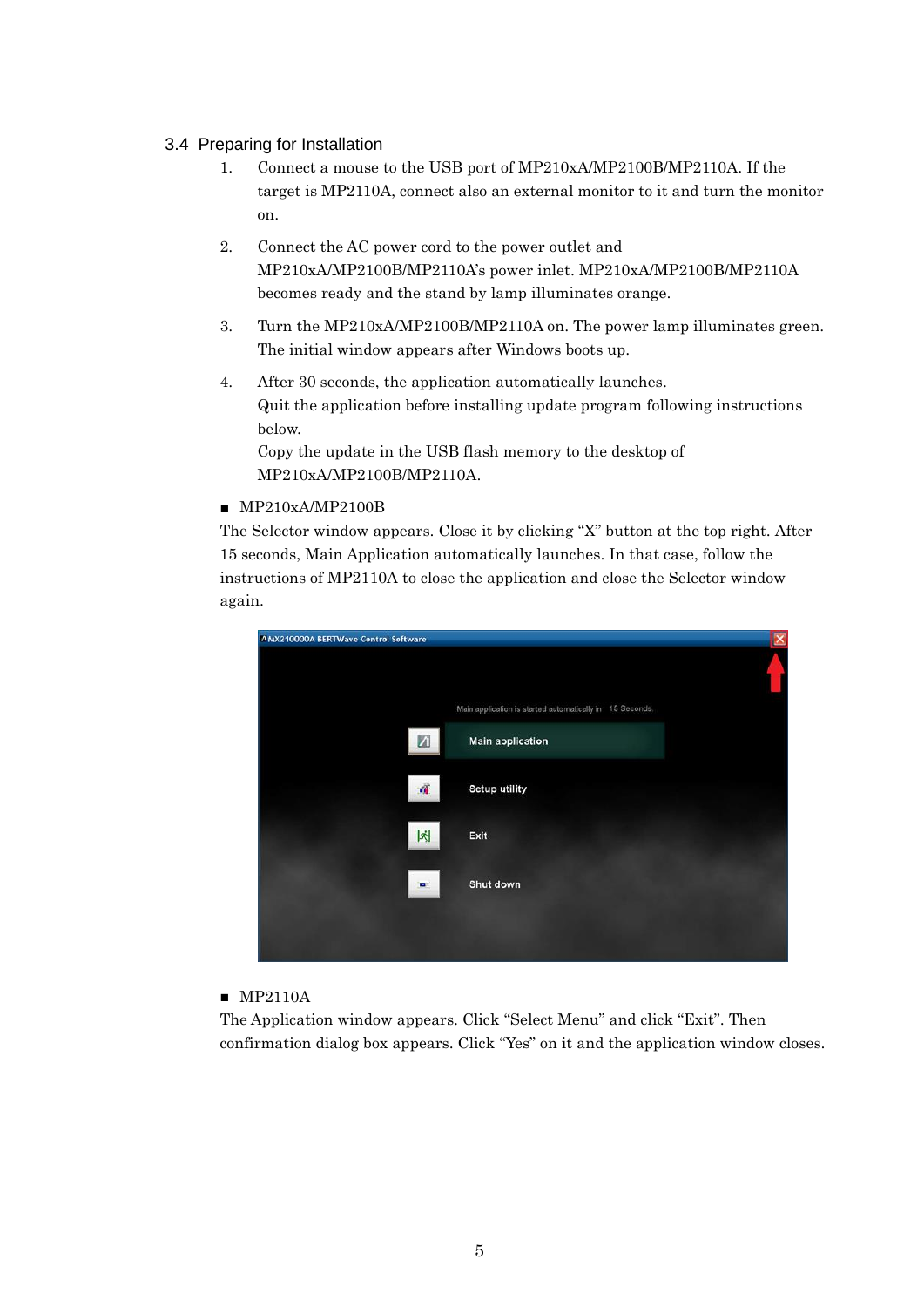## 3.4 Preparing for Installation

1. Connect a mouse to the USB port of MP210xA/MP2100B/MP2110A. If the target is MP2110A, connect also an external monitor to it and turn the monitor on.

2. Connect the AC power cord to the power outlet and MP210xA/MP2100B/MP2110A's power inlet. MP210xA/MP2100B/MP2110A becomes ready and the stand by lamp illuminates orange.

3. Turn the MP210xA/MP2100B/MP2110A on. The power lamp illuminates green. The initial window appears after Windows boots up.

4. After 30 seconds, the application automatically launches.
   Quit the application before installing update program following instructions below.
   Copy the update in the USB flash memory to the desktop of MP210xA/MP2100B/MP2110A.

■ MP210xA/MP2100B

The Selector window appears. Close it by clicking "X" button at the top right. After 15 seconds, Main Application automatically launches. In that case, follow the instructions of MP2110A to close the application and close the Selector window again.

■ MP2110A

The Application window appears. Click "Select Menu" and click "Exit". Then confirmation dialog box appears. Click "Yes" on it and the application window closes.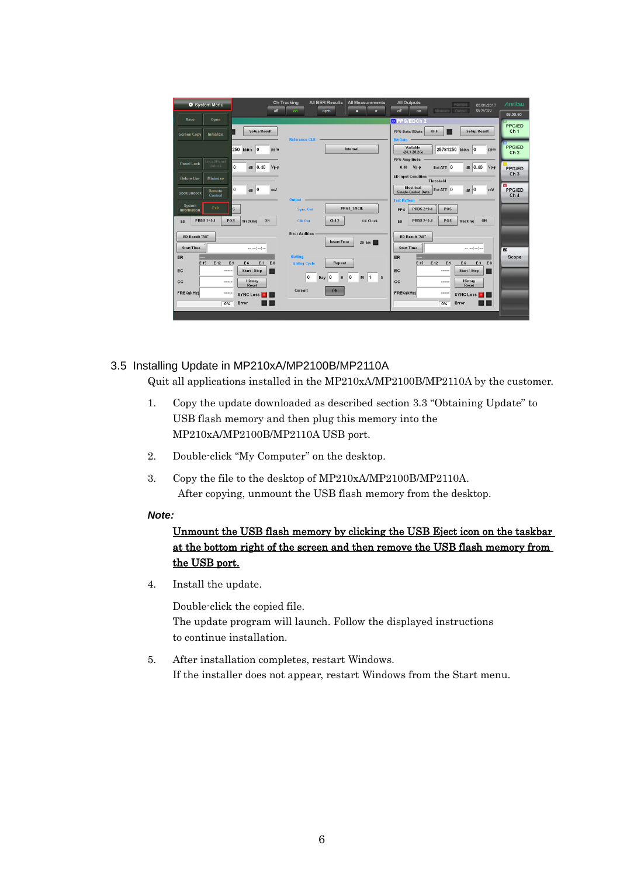## 3.5 Installing Update in MP210xA/MP2100B/MP2110A

Quit all applications installed in the MP210xA/MP2100B/MP2110A by the customer.

1. Copy the update downloaded as described section 3.3 "Obtaining Update" to USB flash memory and then plug this memory into the MP210xA/MP2100B/MP2110A USB port.

2. Double-click "My Computer" on the desktop.

3. Copy the file to the desktop of MP210xA/MP2100B/MP2110A.
   After copying, unmount the USB flash memory from the desktop.

***Note:***

<u>Unmount the USB flash memory by clicking the USB Eject icon on the taskbar at the bottom right of the screen and then remove the USB flash memory from the USB port.</u>

4. Install the update.

   Double-click the copied file.
   The update program will launch. Follow the displayed instructions to continue installation.

5. After installation completes, restart Windows.
   If the installer does not appear, restart Windows from the Start menu.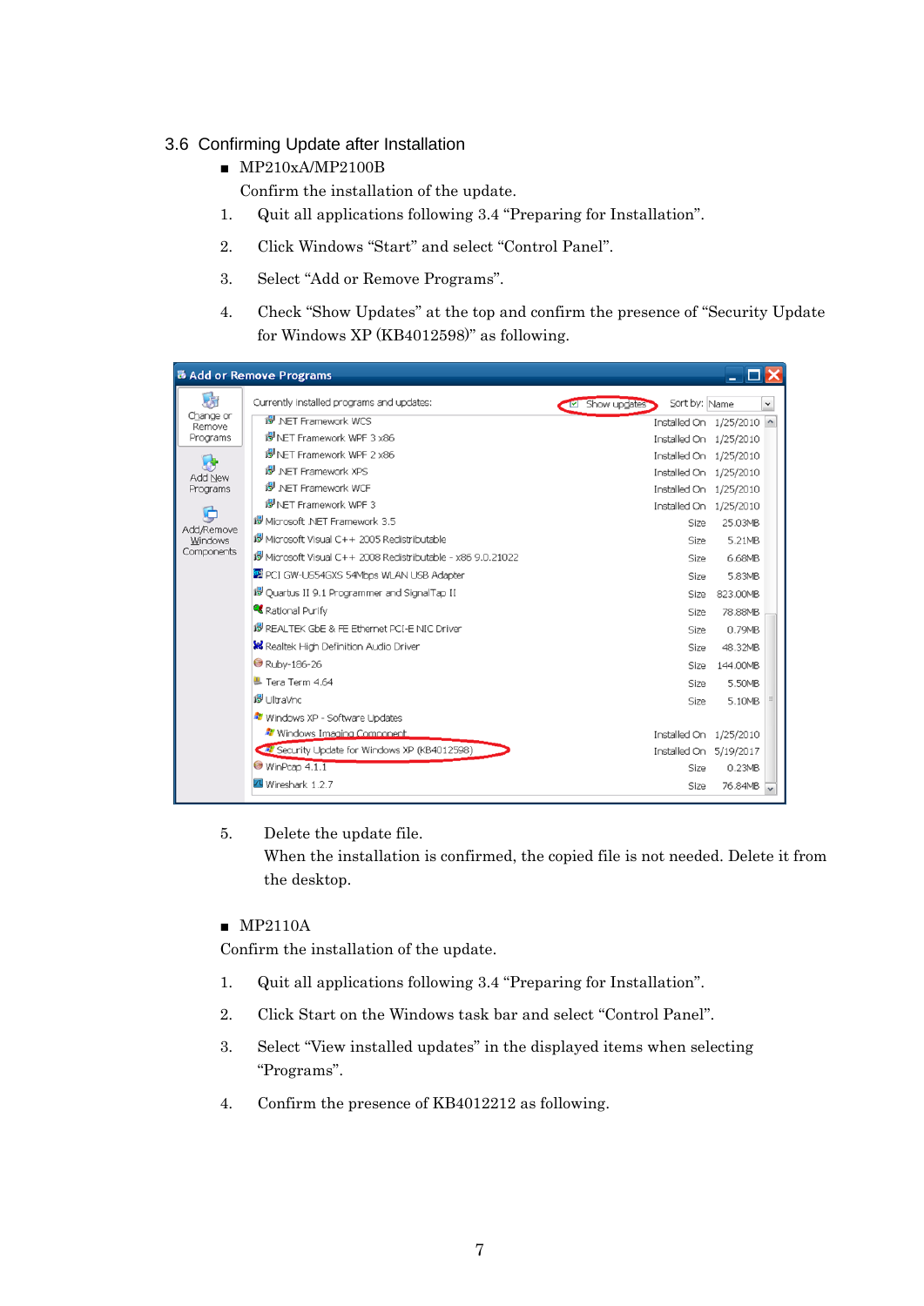## 3.6 Confirming Update after Installation

- MP210xA/MP2100B

  Confirm the installation of the update.

1. Quit all applications following 3.4 “Preparing for Installation”.
2. Click Windows “Start” and select “Control Panel”.
3. Select “Add or Remove Programs”.
4. Check “Show Updates” at the top and confirm the presence of “Security Update for Windows XP (KB4012598)” as following.

5. Delete the update file.
   When the installation is confirmed, the copied file is not needed. Delete it from the desktop.

- MP2110A

Confirm the installation of the update.

1. Quit all applications following 3.4 “Preparing for Installation”.
2. Click Start on the Windows task bar and select “Control Panel”.
3. Select “View installed updates” in the displayed items when selecting “Programs”.
4. Confirm the presence of KB4012212 as following.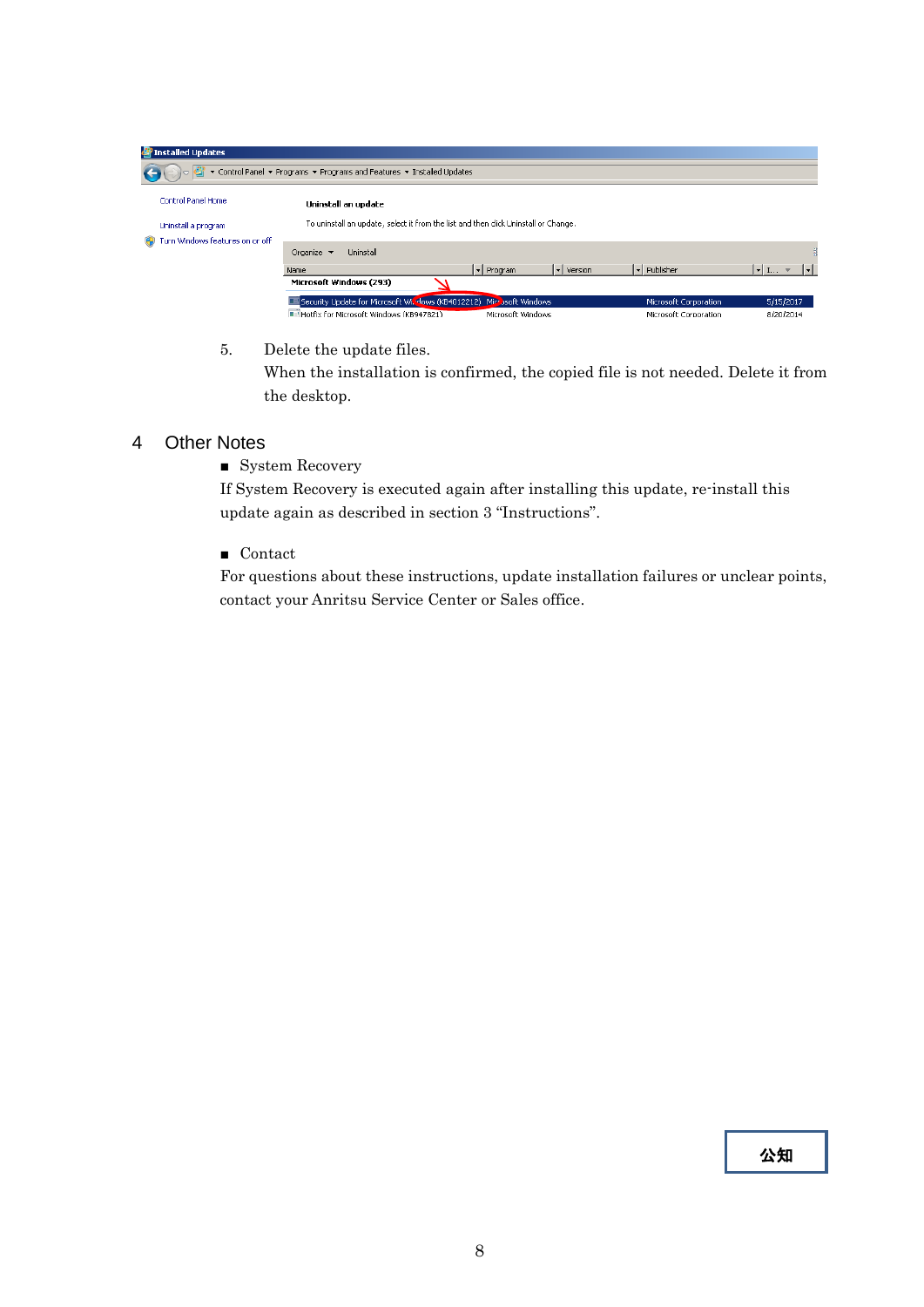5. Delete the update files.
   When the installation is confirmed, the copied file is not needed. Delete it from the desktop.

## 4 Other Notes

■ System Recovery

If System Recovery is executed again after installing this update, re-install this update again as described in section 3 “Instructions”.

■ Contact

For questions about these instructions, update installation failures or unclear points, contact your Anritsu Service Center or Sales office.

公知